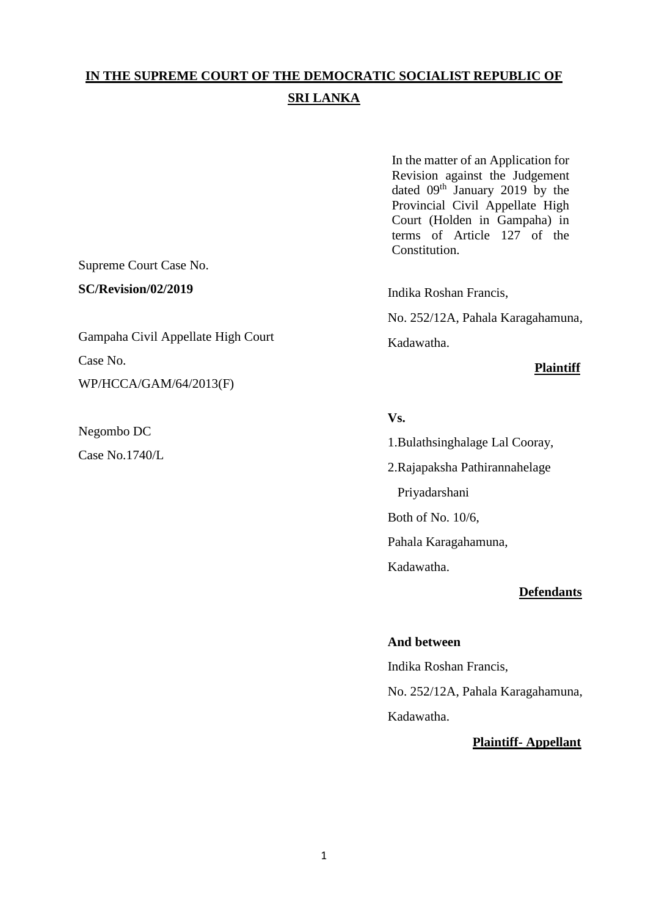**IN THE SUPREME COURT OF THE DEMOCRATIC SOCIALIST REPUBLIC OF SRI LANKA**

In the matter of an Application for Revision against the Judgement dated 09th January 2019 by the Provincial Civil Appellate High Court (Holden in Gampaha) in terms of Article 127 of the Constitution.

Supreme Court Case No.

**SC/Revision/02/2019**

Gampaha Civil Appellate High Court

Case No.

WP/HCCA/GAM/64/2013(F)

Negombo DC

Case No.1740/L

Indika Roshan Francis,

No. 252/12A, Pahala Karagahamuna,

Kadawatha.

**Plaintiff**

**Vs.**

1.Bulathsinghalage Lal Cooray,

2.Rajapaksha Pathirannahelage Priyadarshani

Both of No. 10/6,

Pahala Karagahamuna,

Kadawatha.

**Defendants**

**And between**

Indika Roshan Francis,

No. 252/12A, Pahala Karagahamuna,

Kadawatha.

**Plaintiff- Appellant**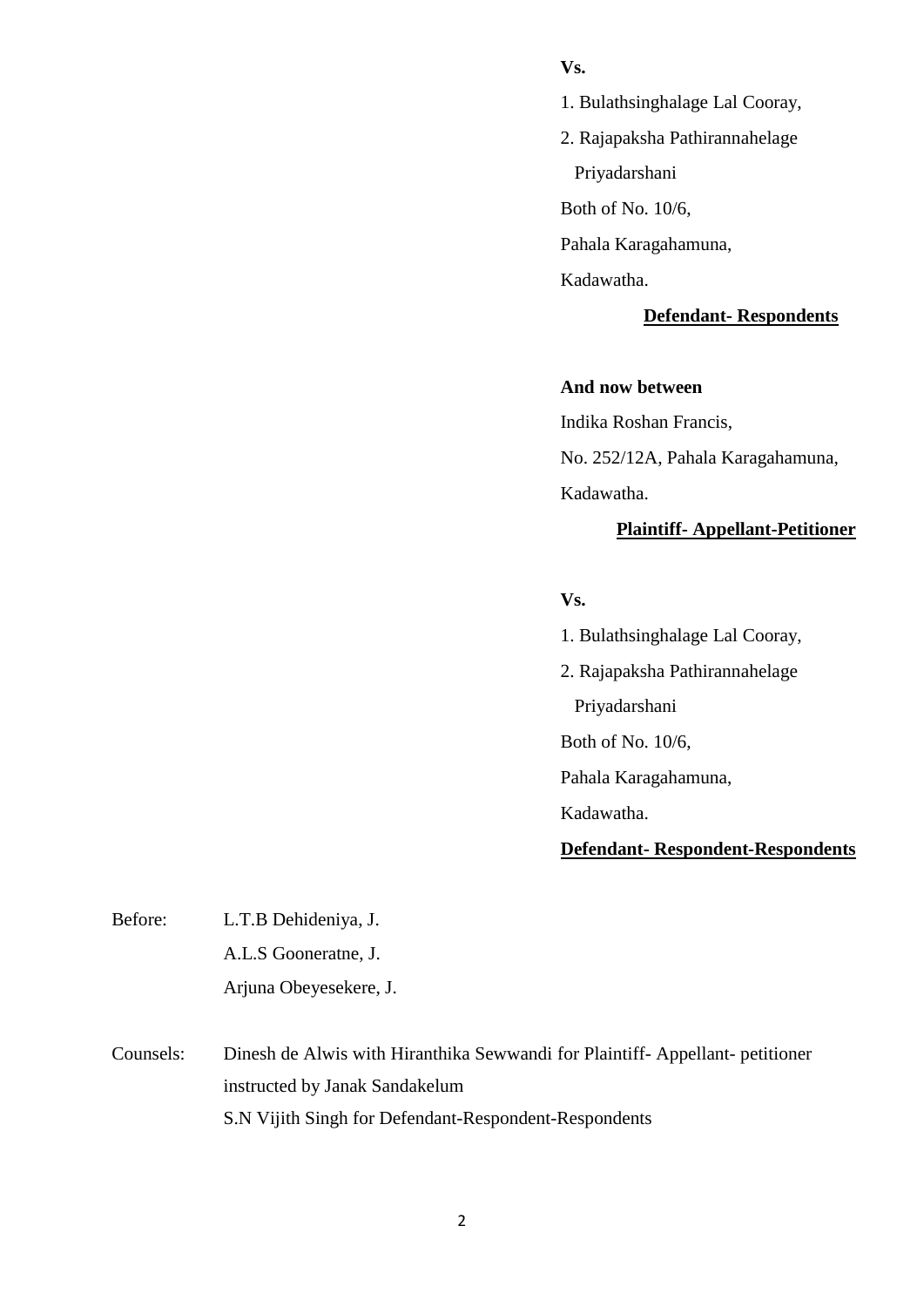**Vs.**

1. Bulathsinghalage Lal Cooray,
2. Rajapaksha Pathirannahelage
   Priyadarshani

Both of No. 10/6,

Pahala Karagahamuna,

Kadawatha.

**Defendant- Respondents**

**And now between**

Indika Roshan Francis,

No. 252/12A, Pahala Karagahamuna,

Kadawatha.

**Plaintiff- Appellant-Petitioner**

**Vs.**

1. Bulathsinghalage Lal Cooray,
2. Rajapaksha Pathirannahelage
   Priyadarshani

Both of No. 10/6,

Pahala Karagahamuna,

Kadawatha.

**Defendant- Respondent-Respondents**

Before: L.T.B Dehideniya, J.

A.L.S Gooneratne, J.

Arjuna Obeyesekere, J.

Counsels: Dinesh de Alwis with Hiranthika Sewwandi for Plaintiff- Appellant- petitioner instructed by Janak Sandakelum

S.N Vijith Singh for Defendant-Respondent-Respondents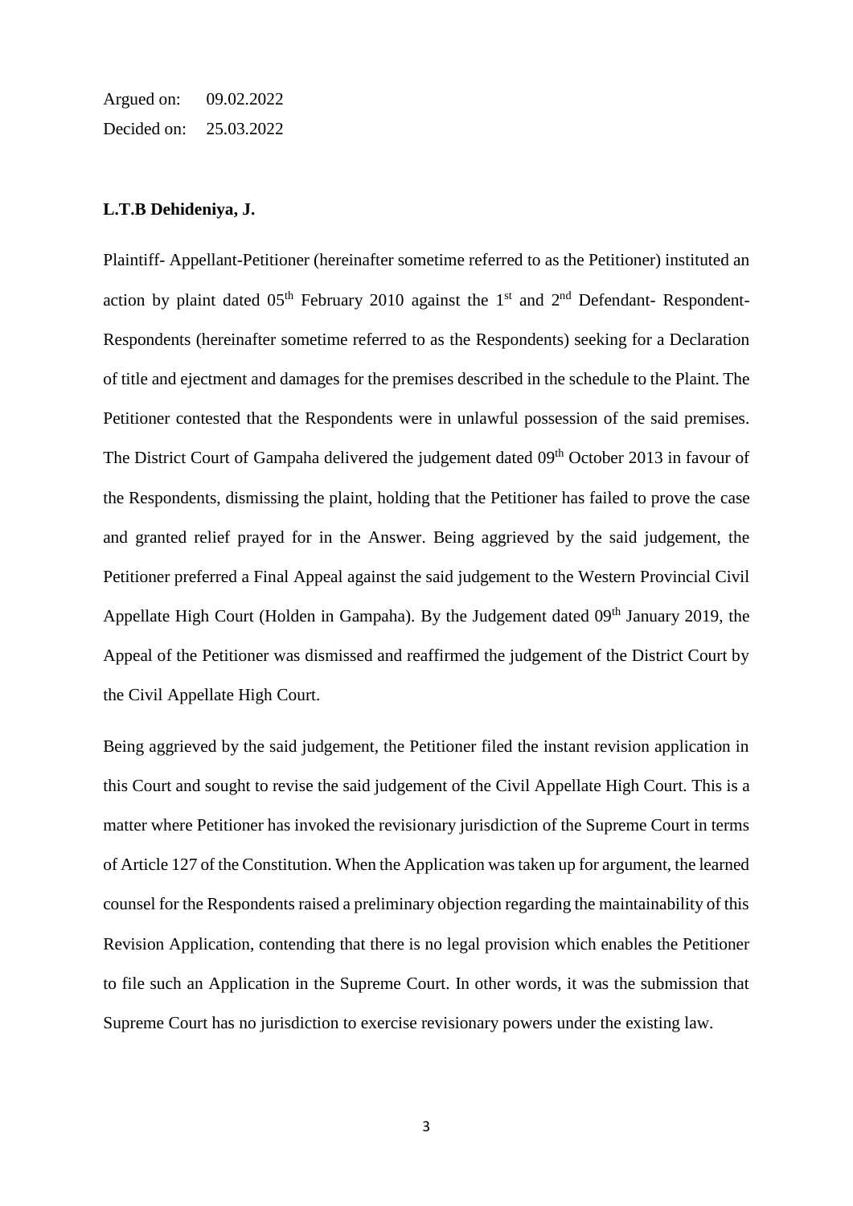Argued on: 09.02.2022

Decided on: 25.03.2022

**L.T.B Dehideniya, J.**

Plaintiff- Appellant-Petitioner (hereinafter sometime referred to as the Petitioner) instituted an action by plaint dated 05th February 2010 against the 1st and 2nd Defendant- Respondent-Respondents (hereinafter sometime referred to as the Respondents) seeking for a Declaration of title and ejectment and damages for the premises described in the schedule to the Plaint. The Petitioner contested that the Respondents were in unlawful possession of the said premises. The District Court of Gampaha delivered the judgement dated 09th October 2013 in favour of the Respondents, dismissing the plaint, holding that the Petitioner has failed to prove the case and granted relief prayed for in the Answer. Being aggrieved by the said judgement, the Petitioner preferred a Final Appeal against the said judgement to the Western Provincial Civil Appellate High Court (Holden in Gampaha). By the Judgement dated 09th January 2019, the Appeal of the Petitioner was dismissed and reaffirmed the judgement of the District Court by the Civil Appellate High Court.

Being aggrieved by the said judgement, the Petitioner filed the instant revision application in this Court and sought to revise the said judgement of the Civil Appellate High Court. This is a matter where Petitioner has invoked the revisionary jurisdiction of the Supreme Court in terms of Article 127 of the Constitution. When the Application was taken up for argument, the learned counsel for the Respondents raised a preliminary objection regarding the maintainability of this Revision Application, contending that there is no legal provision which enables the Petitioner to file such an Application in the Supreme Court. In other words, it was the submission that Supreme Court has no jurisdiction to exercise revisionary powers under the existing law.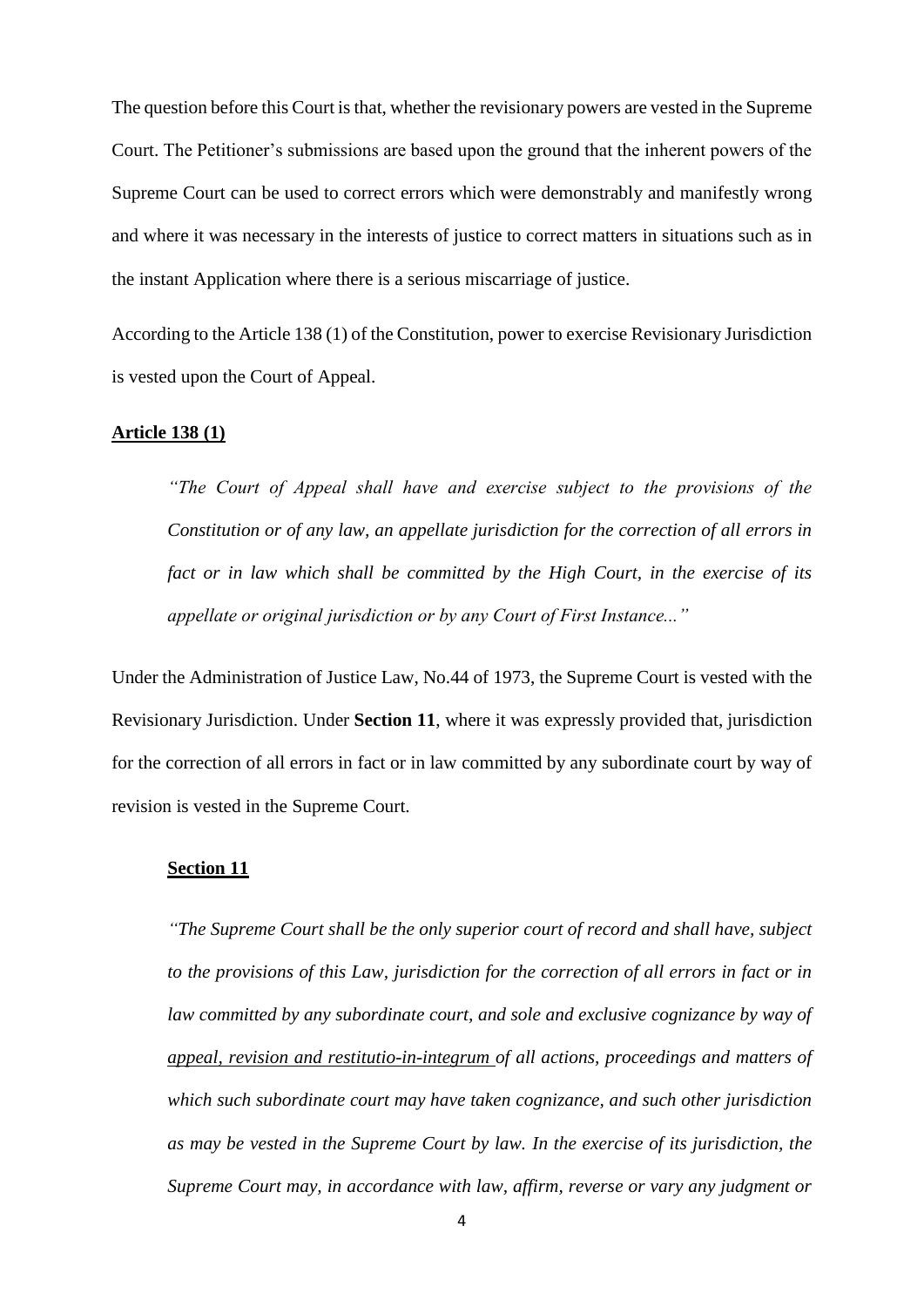The question before this Court is that, whether the revisionary powers are vested in the Supreme Court. The Petitioner's submissions are based upon the ground that the inherent powers of the Supreme Court can be used to correct errors which were demonstrably and manifestly wrong and where it was necessary in the interests of justice to correct matters in situations such as in the instant Application where there is a serious miscarriage of justice.

According to the Article 138 (1) of the Constitution, power to exercise Revisionary Jurisdiction is vested upon the Court of Appeal.

**<u>Article 138 (1)</u>**

> *"The Court of Appeal shall have and exercise subject to the provisions of the Constitution or of any law, an appellate jurisdiction for the correction of all errors in fact or in law which shall be committed by the High Court, in the exercise of its appellate or original jurisdiction or by any Court of First Instance..."*

Under the Administration of Justice Law, No.44 of 1973, the Supreme Court is vested with the Revisionary Jurisdiction. Under **Section 11**, where it was expressly provided that, jurisdiction for the correction of all errors in fact or in law committed by any subordinate court by way of revision is vested in the Supreme Court.

**<u>Section 11</u>**

> *"The Supreme Court shall be the only superior court of record and shall have, subject to the provisions of this Law, jurisdiction for the correction of all errors in fact or in law committed by any subordinate court, and sole and exclusive cognizance by way of <u>appeal, revision and restitutio-in-integrum</u> of all actions, proceedings and matters of which such subordinate court may have taken cognizance, and such other jurisdiction as may be vested in the Supreme Court by law. In the exercise of its jurisdiction, the Supreme Court may, in accordance with law, affirm, reverse or vary any judgment or*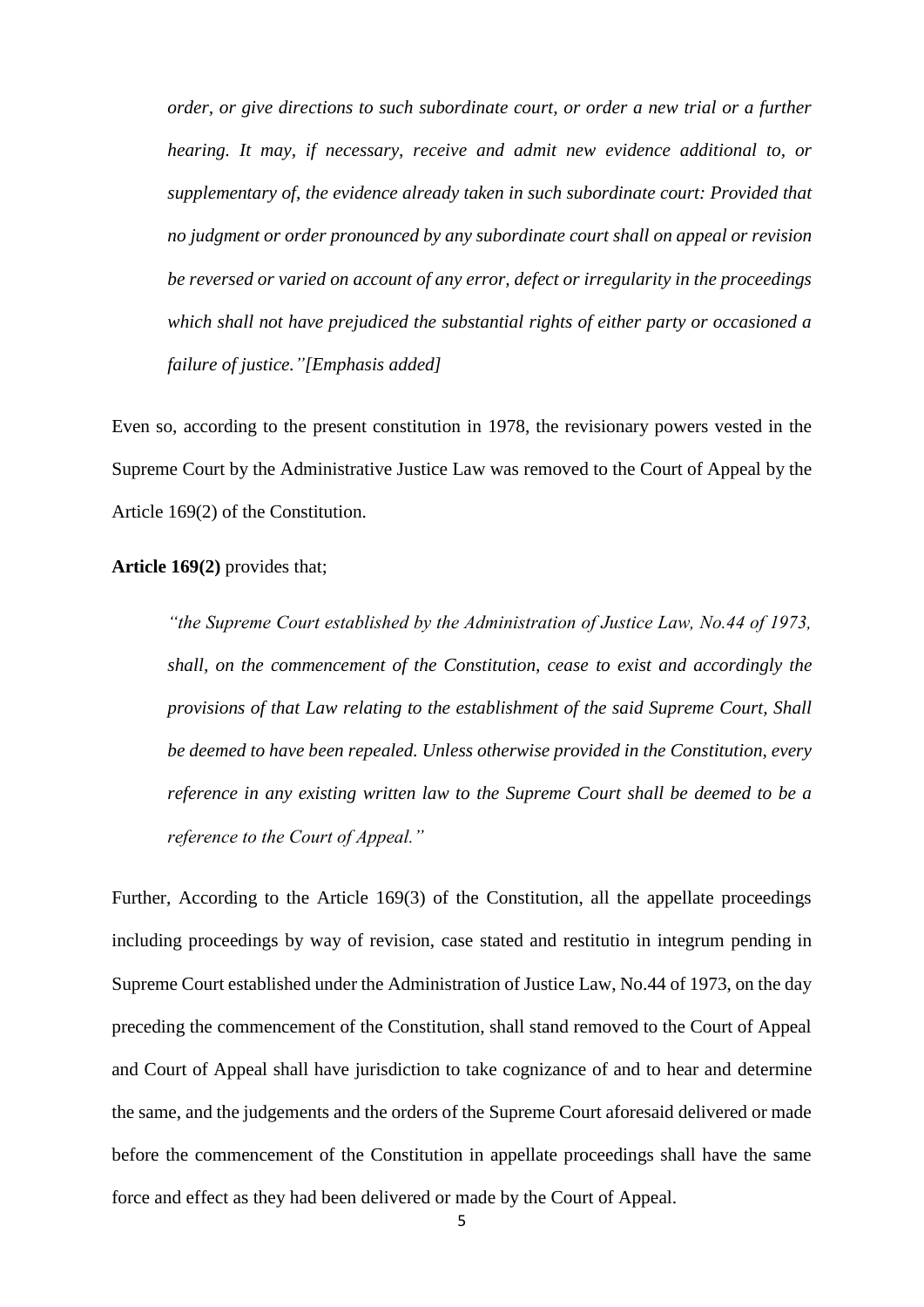*order, or give directions to such subordinate court, or order a new trial or a further hearing. It may, if necessary, receive and admit new evidence additional to, or supplementary of, the evidence already taken in such subordinate court: Provided that no judgment or order pronounced by any subordinate court shall on appeal or revision be reversed or varied on account of any error, defect or irregularity in the proceedings which shall not have prejudiced the substantial rights of either party or occasioned a failure of justice."[Emphasis added]*

Even so, according to the present constitution in 1978, the revisionary powers vested in the Supreme Court by the Administrative Justice Law was removed to the Court of Appeal by the Article 169(2) of the Constitution.

**Article 169(2)** provides that;

*"the Supreme Court established by the Administration of Justice Law, No.44 of 1973, shall, on the commencement of the Constitution, cease to exist and accordingly the provisions of that Law relating to the establishment of the said Supreme Court, Shall be deemed to have been repealed. Unless otherwise provided in the Constitution, every reference in any existing written law to the Supreme Court shall be deemed to be a reference to the Court of Appeal."*

Further, According to the Article 169(3) of the Constitution, all the appellate proceedings including proceedings by way of revision, case stated and restitutio in integrum pending in Supreme Court established under the Administration of Justice Law, No.44 of 1973, on the day preceding the commencement of the Constitution, shall stand removed to the Court of Appeal and Court of Appeal shall have jurisdiction to take cognizance of and to hear and determine the same, and the judgements and the orders of the Supreme Court aforesaid delivered or made before the commencement of the Constitution in appellate proceedings shall have the same force and effect as they had been delivered or made by the Court of Appeal.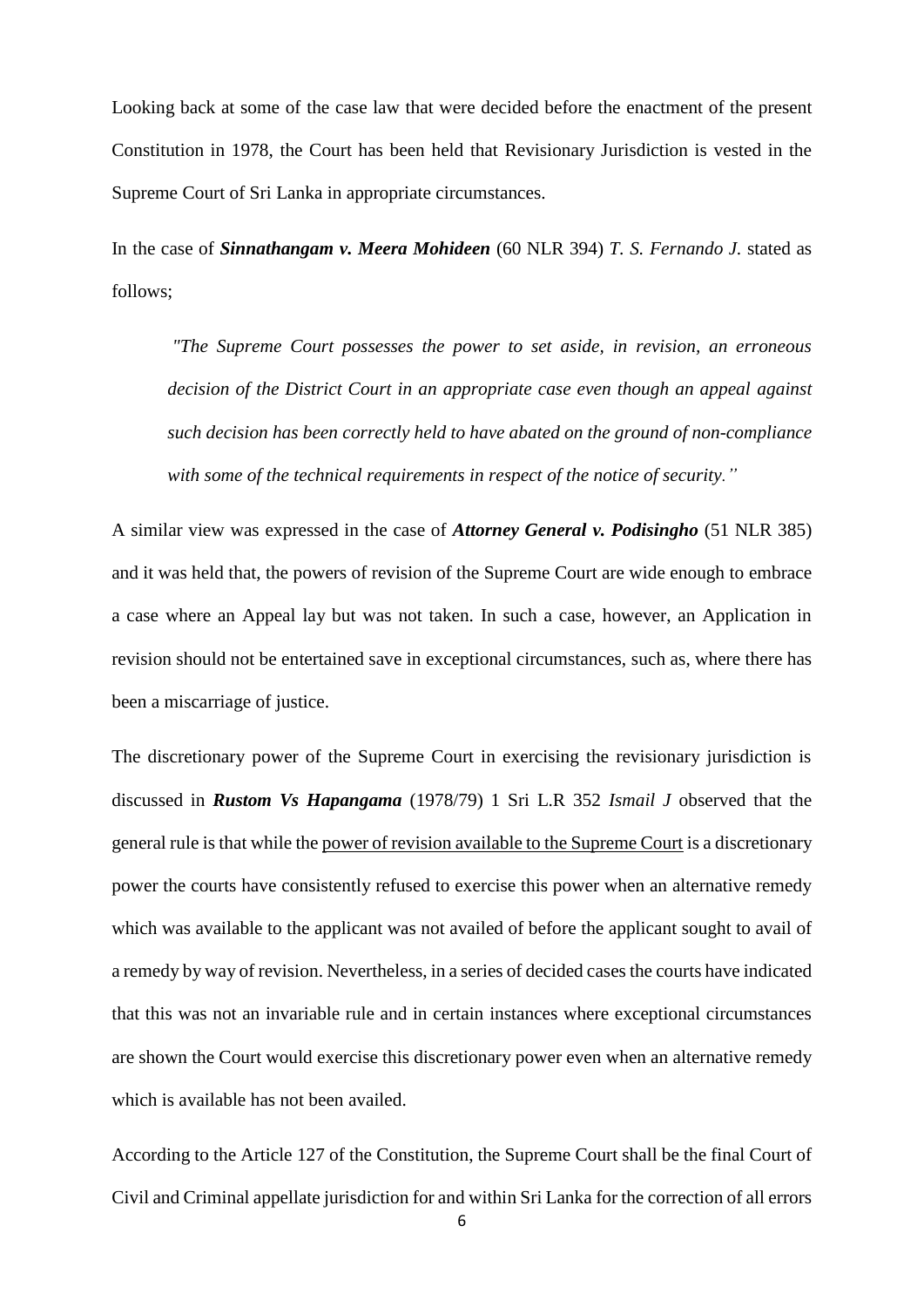Looking back at some of the case law that were decided before the enactment of the present Constitution in 1978, the Court has been held that Revisionary Jurisdiction is vested in the Supreme Court of Sri Lanka in appropriate circumstances.

In the case of ***Sinnathangam v. Meera Mohideen*** (60 NLR 394) *T. S. Fernando J.* stated as follows;

> *"The Supreme Court possesses the power to set aside, in revision, an erroneous decision of the District Court in an appropriate case even though an appeal against such decision has been correctly held to have abated on the ground of non-compliance with some of the technical requirements in respect of the notice of security."*

A similar view was expressed in the case of ***Attorney General v. Podisingho*** (51 NLR 385) and it was held that, the powers of revision of the Supreme Court are wide enough to embrace a case where an Appeal lay but was not taken. In such a case, however, an Application in revision should not be entertained save in exceptional circumstances, such as, where there has been a miscarriage of justice.

The discretionary power of the Supreme Court in exercising the revisionary jurisdiction is discussed in ***Rustom Vs Hapangama*** (1978/79) 1 Sri L.R 352 *Ismail J* observed that the general rule is that while the power of revision available to the Supreme Court is a discretionary power the courts have consistently refused to exercise this power when an alternative remedy which was available to the applicant was not availed of before the applicant sought to avail of a remedy by way of revision. Nevertheless, in a series of decided cases the courts have indicated that this was not an invariable rule and in certain instances where exceptional circumstances are shown the Court would exercise this discretionary power even when an alternative remedy which is available has not been availed.

According to the Article 127 of the Constitution, the Supreme Court shall be the final Court of Civil and Criminal appellate jurisdiction for and within Sri Lanka for the correction of all errors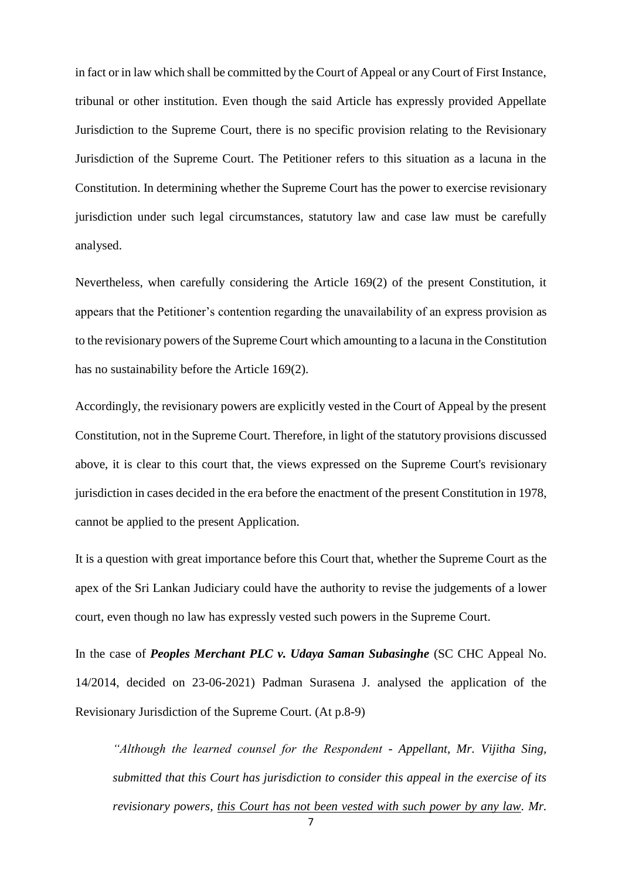in fact or in law which shall be committed by the Court of Appeal or any Court of First Instance, tribunal or other institution. Even though the said Article has expressly provided Appellate Jurisdiction to the Supreme Court, there is no specific provision relating to the Revisionary Jurisdiction of the Supreme Court. The Petitioner refers to this situation as a lacuna in the Constitution. In determining whether the Supreme Court has the power to exercise revisionary jurisdiction under such legal circumstances, statutory law and case law must be carefully analysed.

Nevertheless, when carefully considering the Article 169(2) of the present Constitution, it appears that the Petitioner's contention regarding the unavailability of an express provision as to the revisionary powers of the Supreme Court which amounting to a lacuna in the Constitution has no sustainability before the Article 169(2).

Accordingly, the revisionary powers are explicitly vested in the Court of Appeal by the present Constitution, not in the Supreme Court. Therefore, in light of the statutory provisions discussed above, it is clear to this court that, the views expressed on the Supreme Court's revisionary jurisdiction in cases decided in the era before the enactment of the present Constitution in 1978, cannot be applied to the present Application.

It is a question with great importance before this Court that, whether the Supreme Court as the apex of the Sri Lankan Judiciary could have the authority to revise the judgements of a lower court, even though no law has expressly vested such powers in the Supreme Court.

In the case of ***Peoples Merchant PLC v. Udaya Saman Subasinghe*** (SC CHC Appeal No. 14/2014, decided on 23-06-2021) Padman Surasena J. analysed the application of the Revisionary Jurisdiction of the Supreme Court. (At p.8-9)

> *"Although the learned counsel for the Respondent - Appellant, Mr. Vijitha Sing, submitted that this Court has jurisdiction to consider this appeal in the exercise of its revisionary powers, <u>this Court has not been vested with such power by any law</u>. Mr.*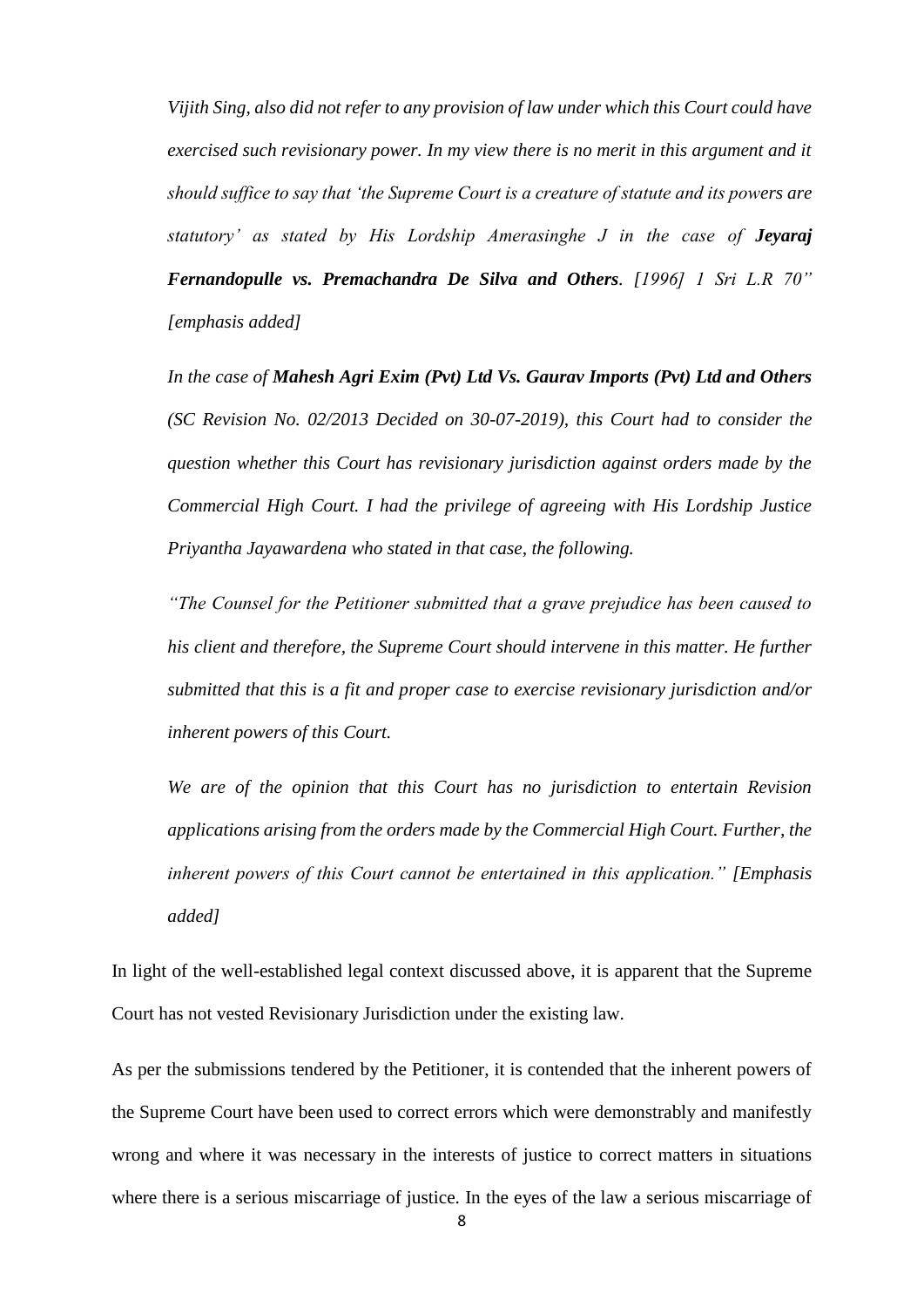*Vijith Sing, also did not refer to any provision of law under which this Court could have exercised such revisionary power. In my view there is no merit in this argument and it should suffice to say that 'the Supreme Court is a creature of statute and its powers are statutory' as stated by His Lordship Amerasinghe J in the case of **Jeyaraj Fernandopulle vs. Premachandra De Silva and Others**. [1996] 1 Sri L.R 70" [emphasis added]*

*In the case of **Mahesh Agri Exim (Pvt) Ltd Vs. Gaurav Imports (Pvt) Ltd and Others** (SC Revision No. 02/2013 Decided on 30-07-2019), this Court had to consider the question whether this Court has revisionary jurisdiction against orders made by the Commercial High Court. I had the privilege of agreeing with His Lordship Justice Priyantha Jayawardena who stated in that case, the following.*

*"The Counsel for the Petitioner submitted that a grave prejudice has been caused to his client and therefore, the Supreme Court should intervene in this matter. He further submitted that this is a fit and proper case to exercise revisionary jurisdiction and/or inherent powers of this Court.*

*We are of the opinion that this Court has no jurisdiction to entertain Revision applications arising from the orders made by the Commercial High Court. Further, the inherent powers of this Court cannot be entertained in this application." [Emphasis added]*

In light of the well-established legal context discussed above, it is apparent that the Supreme Court has not vested Revisionary Jurisdiction under the existing law.

As per the submissions tendered by the Petitioner, it is contended that the inherent powers of the Supreme Court have been used to correct errors which were demonstrably and manifestly wrong and where it was necessary in the interests of justice to correct matters in situations where there is a serious miscarriage of justice. In the eyes of the law a serious miscarriage of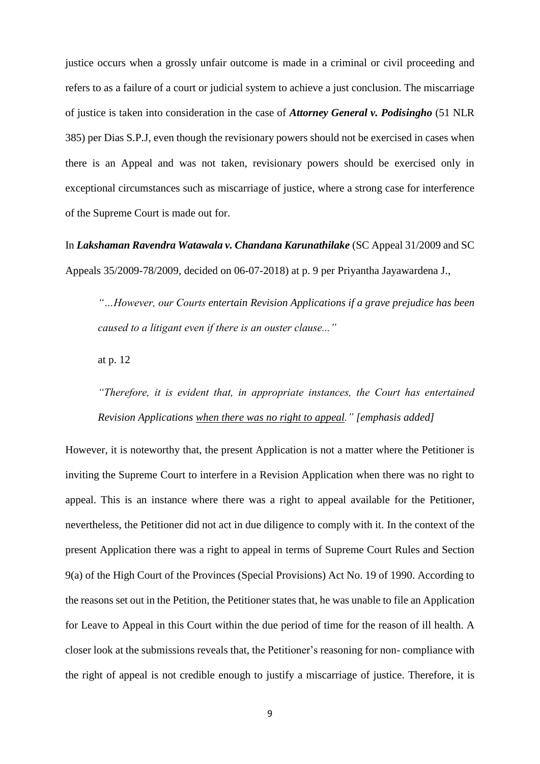justice occurs when a grossly unfair outcome is made in a criminal or civil proceeding and refers to as a failure of a court or judicial system to achieve a just conclusion. The miscarriage of justice is taken into consideration in the case of ***Attorney General v. Podisingho*** (51 NLR 385) per Dias S.P.J, even though the revisionary powers should not be exercised in cases when there is an Appeal and was not taken, revisionary powers should be exercised only in exceptional circumstances such as miscarriage of justice, where a strong case for interference of the Supreme Court is made out for.

In ***Lakshaman Ravendra Watawala v. Chandana Karunathilake*** (SC Appeal 31/2009 and SC Appeals 35/2009-78/2009, decided on 06-07-2018) at p. 9 per Priyantha Jayawardena J.,

> *"…However, our Courts entertain Revision Applications if a grave prejudice has been caused to a litigant even if there is an ouster clause..."*
>
> at p. 12
>
> *"Therefore, it is evident that, in appropriate instances, the Court has entertained Revision Applications <u>when there was no right to appeal</u>." [emphasis added]*

However, it is noteworthy that, the present Application is not a matter where the Petitioner is inviting the Supreme Court to interfere in a Revision Application when there was no right to appeal. This is an instance where there was a right to appeal available for the Petitioner, nevertheless, the Petitioner did not act in due diligence to comply with it. In the context of the present Application there was a right to appeal in terms of Supreme Court Rules and Section 9(a) of the High Court of the Provinces (Special Provisions) Act No. 19 of 1990. According to the reasons set out in the Petition, the Petitioner states that, he was unable to file an Application for Leave to Appeal in this Court within the due period of time for the reason of ill health. A closer look at the submissions reveals that, the Petitioner's reasoning for non- compliance with the right of appeal is not credible enough to justify a miscarriage of justice. Therefore, it is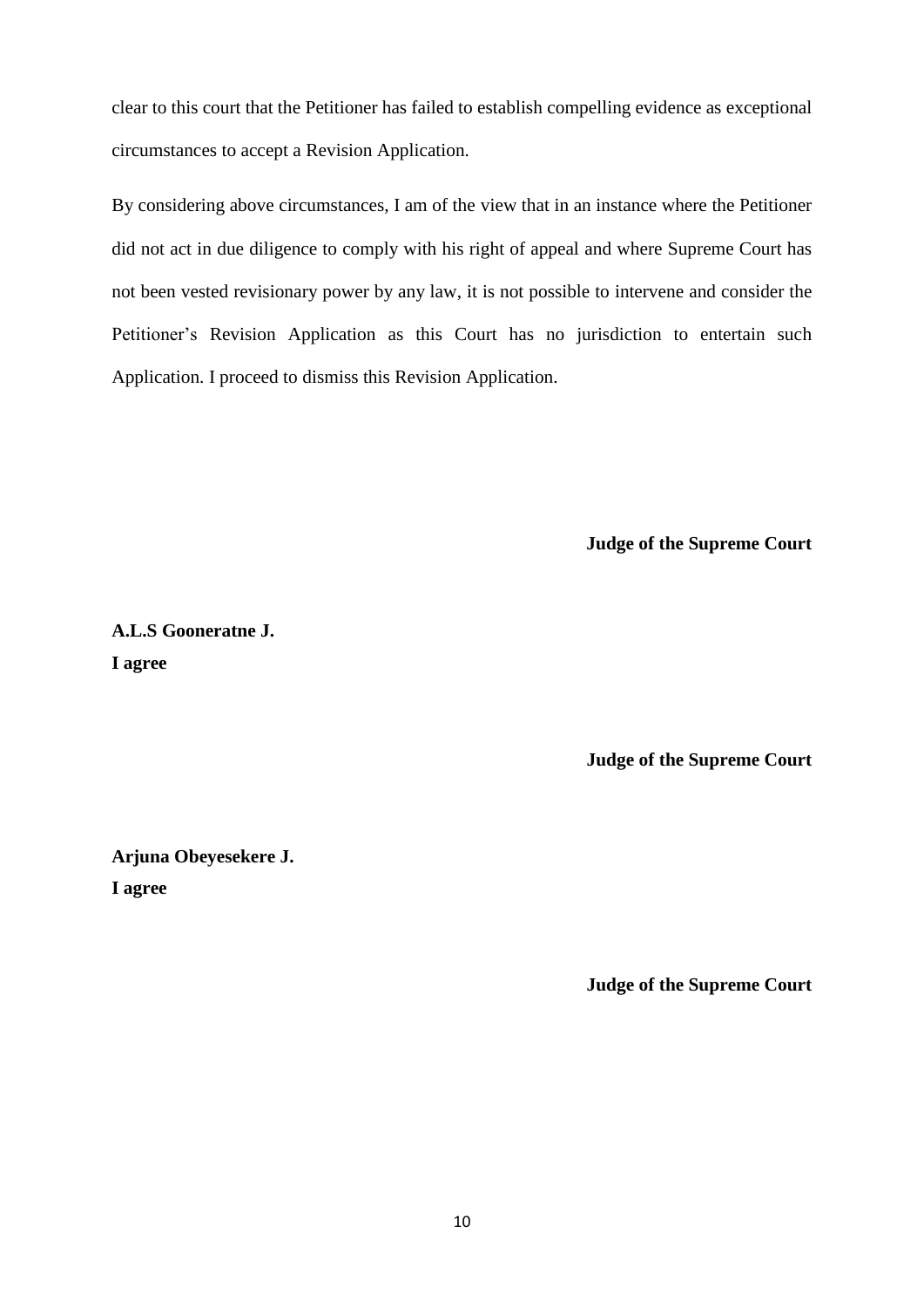clear to this court that the Petitioner has failed to establish compelling evidence as exceptional circumstances to accept a Revision Application.

By considering above circumstances, I am of the view that in an instance where the Petitioner did not act in due diligence to comply with his right of appeal and where Supreme Court has not been vested revisionary power by any law, it is not possible to intervene and consider the Petitioner's Revision Application as this Court has no jurisdiction to entertain such Application. I proceed to dismiss this Revision Application.

**Judge of the Supreme Court**

**A.L.S Gooneratne J.**
**I agree**

**Judge of the Supreme Court**

**Arjuna Obeyesekere J.**
**I agree**

**Judge of the Supreme Court**